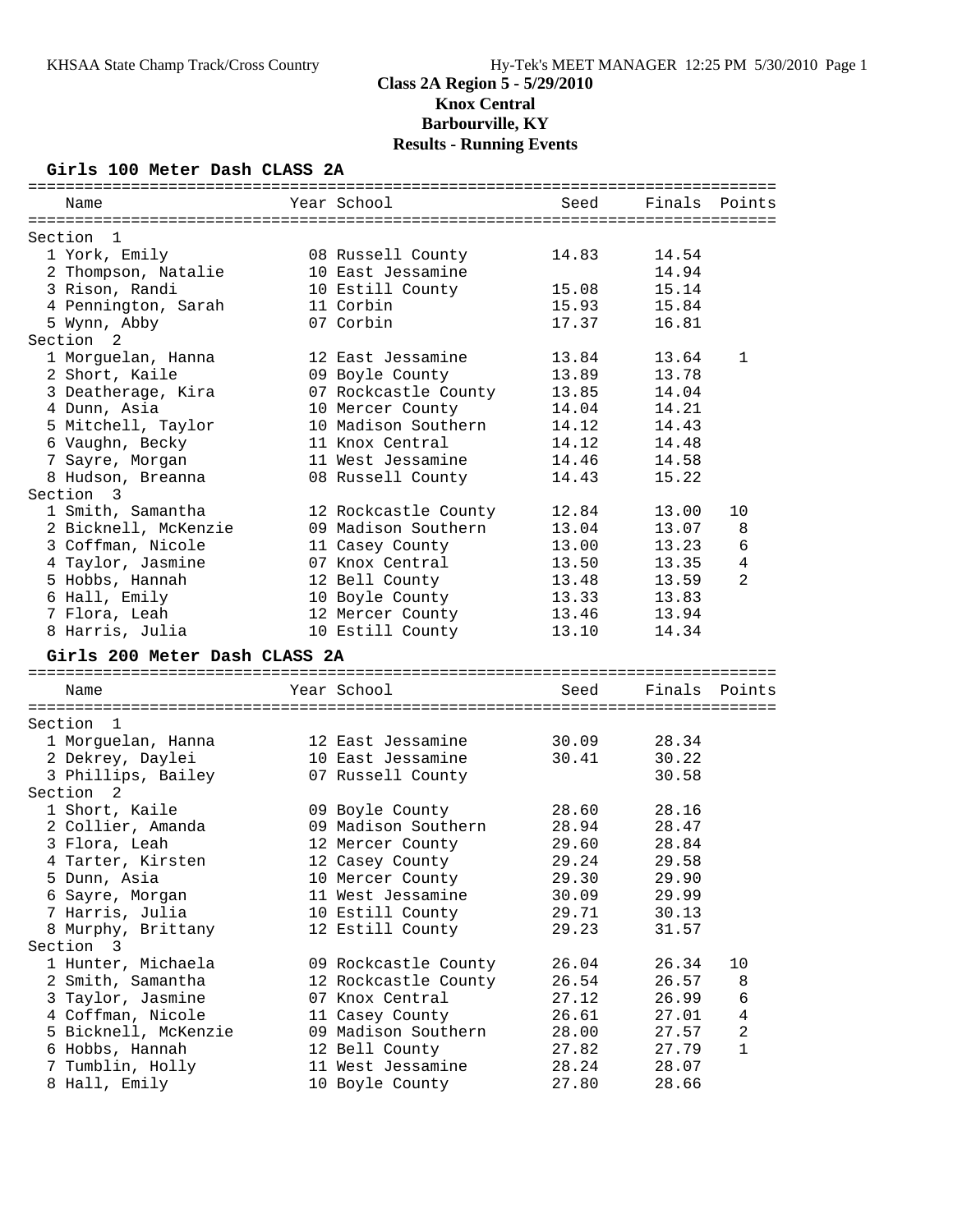# Class 2A Region 5 - 5/29/2010
## Knox Central
## Barbourville, KY
## Results - Running Events

### Girls 100 Meter Dash CLASS 2A

| Name | Year | School | Seed | Finals | Points |
|---|---|---|---|---|---|
| **Section 1** | | | | | |
| 1 York, Emily | 08 | Russell County | 14.83 | 14.54 | |
| 2 Thompson, Natalie | 10 | East Jessamine | | 14.94 | |
| 3 Rison, Randi | 10 | Estill County | 15.08 | 15.14 | |
| 4 Pennington, Sarah | 11 | Corbin | 15.93 | 15.84 | |
| 5 Wynn, Abby | 07 | Corbin | 17.37 | 16.81 | |
| **Section 2** | | | | | |
| 1 Morguelan, Hanna | 12 | East Jessamine | 13.84 | 13.64 | 1 |
| 2 Short, Kaile | 09 | Boyle County | 13.89 | 13.78 | |
| 3 Deatherage, Kira | 07 | Rockcastle County | 13.85 | 14.04 | |
| 4 Dunn, Asia | 10 | Mercer County | 14.04 | 14.21 | |
| 5 Mitchell, Taylor | 10 | Madison Southern | 14.12 | 14.43 | |
| 6 Vaughn, Becky | 11 | Knox Central | 14.12 | 14.48 | |
| 7 Sayre, Morgan | 11 | West Jessamine | 14.46 | 14.58 | |
| 8 Hudson, Breanna | 08 | Russell County | 14.43 | 15.22 | |
| **Section 3** | | | | | |
| 1 Smith, Samantha | 12 | Rockcastle County | 12.84 | 13.00 | 10 |
| 2 Bicknell, McKenzie | 09 | Madison Southern | 13.04 | 13.07 | 8 |
| 3 Coffman, Nicole | 11 | Casey County | 13.00 | 13.23 | 6 |
| 4 Taylor, Jasmine | 07 | Knox Central | 13.50 | 13.35 | 4 |
| 5 Hobbs, Hannah | 12 | Bell County | 13.48 | 13.59 | 2 |
| 6 Hall, Emily | 10 | Boyle County | 13.33 | 13.83 | |
| 7 Flora, Leah | 12 | Mercer County | 13.46 | 13.94 | |
| 8 Harris, Julia | 10 | Estill County | 13.10 | 14.34 | |

### Girls 200 Meter Dash CLASS 2A

| Name | Year | School | Seed | Finals | Points |
|---|---|---|---|---|---|
| **Section 1** | | | | | |
| 1 Morguelan, Hanna | 12 | East Jessamine | 30.09 | 28.34 | |
| 2 Dekrey, Daylei | 10 | East Jessamine | 30.41 | 30.22 | |
| 3 Phillips, Bailey | 07 | Russell County | | 30.58 | |
| **Section 2** | | | | | |
| 1 Short, Kaile | 09 | Boyle County | 28.60 | 28.16 | |
| 2 Collier, Amanda | 09 | Madison Southern | 28.94 | 28.47 | |
| 3 Flora, Leah | 12 | Mercer County | 29.60 | 28.84 | |
| 4 Tarter, Kirsten | 12 | Casey County | 29.24 | 29.58 | |
| 5 Dunn, Asia | 10 | Mercer County | 29.30 | 29.90 | |
| 6 Sayre, Morgan | 11 | West Jessamine | 30.09 | 29.99 | |
| 7 Harris, Julia | 10 | Estill County | 29.71 | 30.13 | |
| 8 Murphy, Brittany | 12 | Estill County | 29.23 | 31.57 | |
| **Section 3** | | | | | |
| 1 Hunter, Michaela | 09 | Rockcastle County | 26.04 | 26.34 | 10 |
| 2 Smith, Samantha | 12 | Rockcastle County | 26.54 | 26.57 | 8 |
| 3 Taylor, Jasmine | 07 | Knox Central | 27.12 | 26.99 | 6 |
| 4 Coffman, Nicole | 11 | Casey County | 26.61 | 27.01 | 4 |
| 5 Bicknell, McKenzie | 09 | Madison Southern | 28.00 | 27.57 | 2 |
| 6 Hobbs, Hannah | 12 | Bell County | 27.82 | 27.79 | 1 |
| 7 Tumblin, Holly | 11 | West Jessamine | 28.24 | 28.07 | |
| 8 Hall, Emily | 10 | Boyle County | 27.80 | 28.66 | |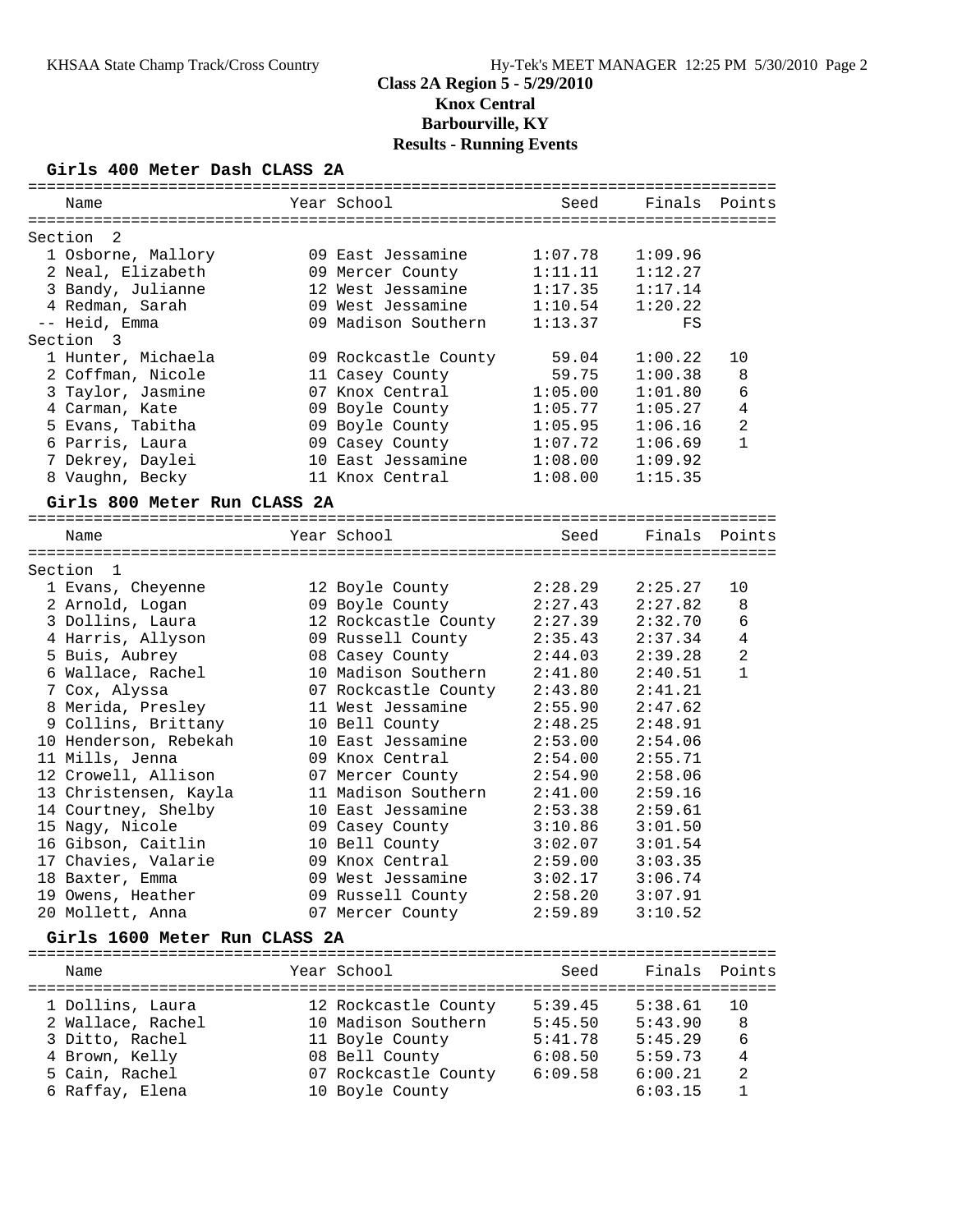# Class 2A Region 5 - 5/29/2010
# Knox Central
# Barbourville, KY
# Results - Running Events

## Girls 400 Meter Dash CLASS 2A

| | Name | Year | School | Seed | Finals | Points |
|---|---|---|---|---|---|---|
| **Section 2** | | | | | | |
| 1 | Osborne, Mallory | 09 | East Jessamine | 1:07.78 | 1:09.96 | |
| 2 | Neal, Elizabeth | 09 | Mercer County | 1:11.11 | 1:12.27 | |
| 3 | Bandy, Julianne | 12 | West Jessamine | 1:17.35 | 1:17.14 | |
| 4 | Redman, Sarah | 09 | West Jessamine | 1:10.54 | 1:20.22 | |
| -- | Heid, Emma | 09 | Madison Southern | 1:13.37 | FS | |
| **Section 3** | | | | | | |
| 1 | Hunter, Michaela | 09 | Rockcastle County | 59.04 | 1:00.22 | 10 |
| 2 | Coffman, Nicole | 11 | Casey County | 59.75 | 1:00.38 | 8 |
| 3 | Taylor, Jasmine | 07 | Knox Central | 1:05.00 | 1:01.80 | 6 |
| 4 | Carman, Kate | 09 | Boyle County | 1:05.77 | 1:05.27 | 4 |
| 5 | Evans, Tabitha | 09 | Boyle County | 1:05.95 | 1:06.16 | 2 |
| 6 | Parris, Laura | 09 | Casey County | 1:07.72 | 1:06.69 | 1 |
| 7 | Dekrey, Daylei | 10 | East Jessamine | 1:08.00 | 1:09.92 | |
| 8 | Vaughn, Becky | 11 | Knox Central | 1:08.00 | 1:15.35 | |

## Girls 800 Meter Run CLASS 2A

| | Name | Year | School | Seed | Finals | Points |
|---|---|---|---|---|---|---|
| **Section 1** | | | | | | |
| 1 | Evans, Cheyenne | 12 | Boyle County | 2:28.29 | 2:25.27 | 10 |
| 2 | Arnold, Logan | 09 | Boyle County | 2:27.43 | 2:27.82 | 8 |
| 3 | Dollins, Laura | 12 | Rockcastle County | 2:27.39 | 2:32.70 | 6 |
| 4 | Harris, Allyson | 09 | Russell County | 2:35.43 | 2:37.34 | 4 |
| 5 | Buis, Aubrey | 08 | Casey County | 2:44.03 | 2:39.28 | 2 |
| 6 | Wallace, Rachel | 10 | Madison Southern | 2:41.80 | 2:40.51 | 1 |
| 7 | Cox, Alyssa | 07 | Rockcastle County | 2:43.80 | 2:41.21 | |
| 8 | Merida, Presley | 11 | West Jessamine | 2:55.90 | 2:47.62 | |
| 9 | Collins, Brittany | 10 | Bell County | 2:48.25 | 2:48.91 | |
| 10 | Henderson, Rebekah | 10 | East Jessamine | 2:53.00 | 2:54.06 | |
| 11 | Mills, Jenna | 09 | Knox Central | 2:54.00 | 2:55.71 | |
| 12 | Crowell, Allison | 07 | Mercer County | 2:54.90 | 2:58.06 | |
| 13 | Christensen, Kayla | 11 | Madison Southern | 2:41.00 | 2:59.16 | |
| 14 | Courtney, Shelby | 10 | East Jessamine | 2:53.38 | 2:59.61 | |
| 15 | Nagy, Nicole | 09 | Casey County | 3:10.86 | 3:01.50 | |
| 16 | Gibson, Caitlin | 10 | Bell County | 3:02.07 | 3:01.54 | |
| 17 | Chavies, Valarie | 09 | Knox Central | 2:59.00 | 3:03.35 | |
| 18 | Baxter, Emma | 09 | West Jessamine | 3:02.17 | 3:06.74 | |
| 19 | Owens, Heather | 09 | Russell County | 2:58.20 | 3:07.91 | |
| 20 | Mollett, Anna | 07 | Mercer County | 2:59.89 | 3:10.52 | |

## Girls 1600 Meter Run CLASS 2A

| | Name | Year | School | Seed | Finals | Points |
|---|---|---|---|---|---|---|
| 1 | Dollins, Laura | 12 | Rockcastle County | 5:39.45 | 5:38.61 | 10 |
| 2 | Wallace, Rachel | 10 | Madison Southern | 5:45.50 | 5:43.90 | 8 |
| 3 | Ditto, Rachel | 11 | Boyle County | 5:41.78 | 5:45.29 | 6 |
| 4 | Brown, Kelly | 08 | Bell County | 6:08.50 | 5:59.73 | 4 |
| 5 | Cain, Rachel | 07 | Rockcastle County | 6:09.58 | 6:00.21 | 2 |
| 6 | Raffay, Elena | 10 | Boyle County | | 6:03.15 | 1 |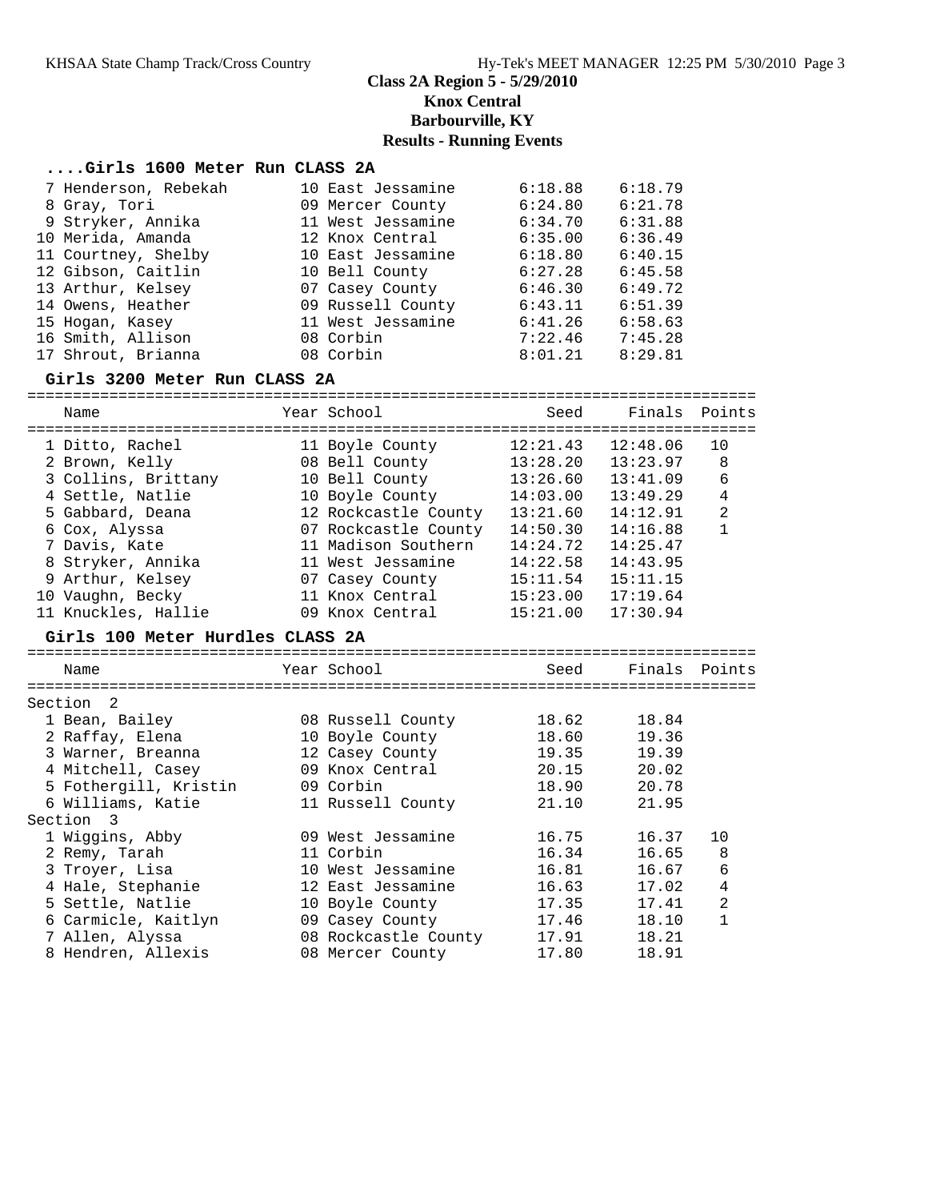# Class 2A Region 5 - 5/29/2010
## Knox Central
## Barbourville, KY
## Results - Running Events

### ....Girls 1600 Meter Run CLASS 2A

| Place | Name | Year | School | Seed | Finals | Points |
|---|---|---|---|---|---|---|
| 7 | Henderson, Rebekah | 10 | East Jessamine | 6:18.88 | 6:18.79 | |
| 8 | Gray, Tori | 09 | Mercer County | 6:24.80 | 6:21.78 | |
| 9 | Stryker, Annika | 11 | West Jessamine | 6:34.70 | 6:31.88 | |
| 10 | Merida, Amanda | 12 | Knox Central | 6:35.00 | 6:36.49 | |
| 11 | Courtney, Shelby | 10 | East Jessamine | 6:18.80 | 6:40.15 | |
| 12 | Gibson, Caitlin | 10 | Bell County | 6:27.28 | 6:45.58 | |
| 13 | Arthur, Kelsey | 07 | Casey County | 6:46.30 | 6:49.72 | |
| 14 | Owens, Heather | 09 | Russell County | 6:43.11 | 6:51.39 | |
| 15 | Hogan, Kasey | 11 | West Jessamine | 6:41.26 | 6:58.63 | |
| 16 | Smith, Allison | 08 | Corbin | 7:22.46 | 7:45.28 | |
| 17 | Shrout, Brianna | 08 | Corbin | 8:01.21 | 8:29.81 | |

### Girls 3200 Meter Run CLASS 2A

| Place | Name | Year | School | Seed | Finals | Points |
|---|---|---|---|---|---|---|
| 1 | Ditto, Rachel | 11 | Boyle County | 12:21.43 | 12:48.06 | 10 |
| 2 | Brown, Kelly | 08 | Bell County | 13:28.20 | 13:23.97 | 8 |
| 3 | Collins, Brittany | 10 | Bell County | 13:26.60 | 13:41.09 | 6 |
| 4 | Settle, Natlie | 10 | Boyle County | 14:03.00 | 13:49.29 | 4 |
| 5 | Gabbard, Deana | 12 | Rockcastle County | 13:21.60 | 14:12.91 | 2 |
| 6 | Cox, Alyssa | 07 | Rockcastle County | 14:50.30 | 14:16.88 | 1 |
| 7 | Davis, Kate | 11 | Madison Southern | 14:24.72 | 14:25.47 | |
| 8 | Stryker, Annika | 11 | West Jessamine | 14:22.58 | 14:43.95 | |
| 9 | Arthur, Kelsey | 07 | Casey County | 15:11.54 | 15:11.15 | |
| 10 | Vaughn, Becky | 11 | Knox Central | 15:23.00 | 17:19.64 | |
| 11 | Knuckles, Hallie | 09 | Knox Central | 15:21.00 | 17:30.94 | |

### Girls 100 Meter Hurdles CLASS 2A

| Place | Name | Year | School | Seed | Finals | Points |
|---|---|---|---|---|---|---|
| **Section 2** | | | | | | |
| 1 | Bean, Bailey | 08 | Russell County | 18.62 | 18.84 | |
| 2 | Raffay, Elena | 10 | Boyle County | 18.60 | 19.36 | |
| 3 | Warner, Breanna | 12 | Casey County | 19.35 | 19.39 | |
| 4 | Mitchell, Casey | 09 | Knox Central | 20.15 | 20.02 | |
| 5 | Fothergill, Kristin | 09 | Corbin | 18.90 | 20.78 | |
| 6 | Williams, Katie | 11 | Russell County | 21.10 | 21.95 | |
| **Section 3** | | | | | | |
| 1 | Wiggins, Abby | 09 | West Jessamine | 16.75 | 16.37 | 10 |
| 2 | Remy, Tarah | 11 | Corbin | 16.34 | 16.65 | 8 |
| 3 | Troyer, Lisa | 10 | West Jessamine | 16.81 | 16.67 | 6 |
| 4 | Hale, Stephanie | 12 | East Jessamine | 16.63 | 17.02 | 4 |
| 5 | Settle, Natlie | 10 | Boyle County | 17.35 | 17.41 | 2 |
| 6 | Carmicle, Kaitlyn | 09 | Casey County | 17.46 | 18.10 | 1 |
| 7 | Allen, Alyssa | 08 | Rockcastle County | 17.91 | 18.21 | |
| 8 | Hendren, Allexis | 08 | Mercer County | 17.80 | 18.91 | |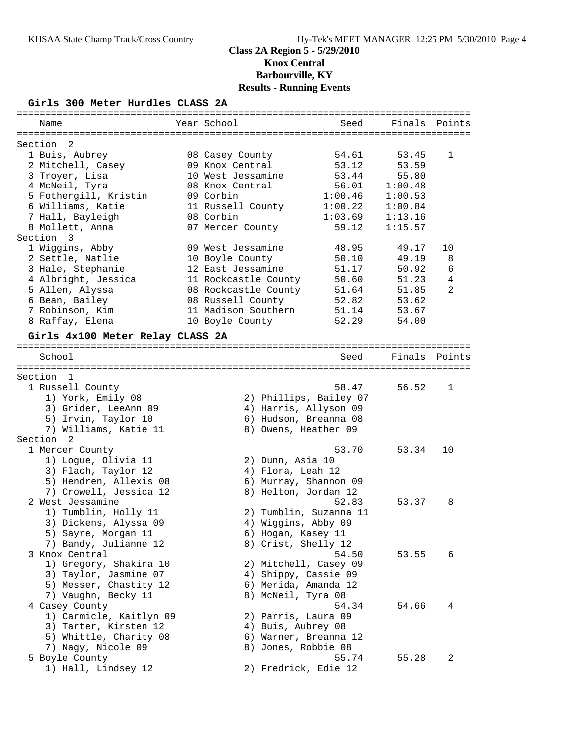# Class 2A Region 5 - 5/29/2010

## Knox Central

## Barbourville, KY

## Results - Running Events

### Girls 300 Meter Hurdles CLASS 2A

| Name | Year | School | Seed | Finals | Points |
|---|---|---|---|---|---|
| **Section 2** | | | | | |
| 1 Buis, Aubrey | 08 | Casey County | 54.61 | 53.45 | 1 |
| 2 Mitchell, Casey | 09 | Knox Central | 53.12 | 53.59 | |
| 3 Troyer, Lisa | 10 | West Jessamine | 53.44 | 55.80 | |
| 4 McNeil, Tyra | 08 | Knox Central | 56.01 | 1:00.48 | |
| 5 Fothergill, Kristin | 09 | Corbin | 1:00.46 | 1:00.53 | |
| 6 Williams, Katie | 11 | Russell County | 1:00.22 | 1:00.84 | |
| 7 Hall, Bayleigh | 08 | Corbin | 1:03.69 | 1:13.16 | |
| 8 Mollett, Anna | 07 | Mercer County | 59.12 | 1:15.57 | |
| **Section 3** | | | | | |
| 1 Wiggins, Abby | 09 | West Jessamine | 48.95 | 49.17 | 10 |
| 2 Settle, Natlie | 10 | Boyle County | 50.10 | 49.19 | 8 |
| 3 Hale, Stephanie | 12 | East Jessamine | 51.17 | 50.92 | 6 |
| 4 Albright, Jessica | 11 | Rockcastle County | 50.60 | 51.23 | 4 |
| 5 Allen, Alyssa | 08 | Rockcastle County | 51.64 | 51.85 | 2 |
| 6 Bean, Bailey | 08 | Russell County | 52.82 | 53.62 | |
| 7 Robinson, Kim | 11 | Madison Southern | 51.14 | 53.67 | |
| 8 Raffay, Elena | 10 | Boyle County | 52.29 | 54.00 | |

### Girls 4x100 Meter Relay CLASS 2A

| School | Seed | Finals | Points |
|---|---|---|---|
| **Section 1** | | | |
| 1 Russell County | 58.47 | 56.52 | 1 |
| 1) York, Emily 08; 2) Phillips, Bailey 07; 3) Grider, LeeAnn 09; 4) Harris, Allyson 09; 5) Irvin, Taylor 10; 6) Hudson, Breanna 08; 7) Williams, Katie 11; 8) Owens, Heather 09 | | | |
| **Section 2** | | | |
| 1 Mercer County | 53.70 | 53.34 | 10 |
| 1) Logue, Olivia 11; 2) Dunn, Asia 10; 3) Flach, Taylor 12; 4) Flora, Leah 12; 5) Hendren, Allexis 08; 6) Murray, Shannon 09; 7) Crowell, Jessica 12; 8) Helton, Jordan 12 | | | |
| 2 West Jessamine | 52.83 | 53.37 | 8 |
| 1) Tumblin, Holly 11; 2) Tumblin, Suzanna 11; 3) Dickens, Alyssa 09; 4) Wiggins, Abby 09; 5) Sayre, Morgan 11; 6) Hogan, Kasey 11; 7) Bandy, Julianne 12; 8) Crist, Shelly 12 | | | |
| 3 Knox Central | 54.50 | 53.55 | 6 |
| 1) Gregory, Shakira 10; 2) Mitchell, Casey 09; 3) Taylor, Jasmine 07; 4) Shippy, Cassie 09; 5) Messer, Chastity 12; 6) Merida, Amanda 12; 7) Vaughn, Becky 11; 8) McNeil, Tyra 08 | | | |
| 4 Casey County | 54.34 | 54.66 | 4 |
| 1) Carmicle, Kaitlyn 09; 2) Parris, Laura 09; 3) Tarter, Kirsten 12; 4) Buis, Aubrey 08; 5) Whittle, Charity 08; 6) Warner, Breanna 12; 7) Nagy, Nicole 09; 8) Jones, Robbie 08 | | | |
| 5 Boyle County | 55.74 | 55.28 | 2 |
| 1) Hall, Lindsey 12; 2) Fredrick, Edie 12 | | | |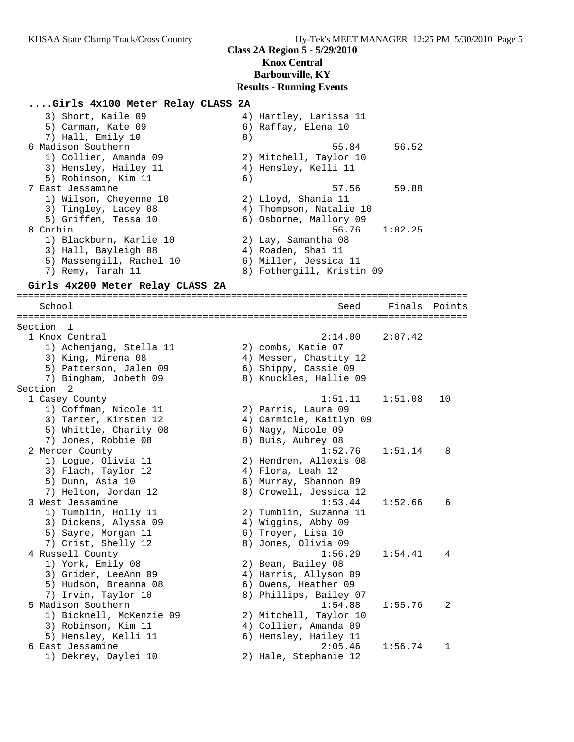## Class 2A Region 5 - 5/29/2010
## Knox Central
## Barbourville, KY
## Results - Running Events

### ....Girls 4x100 Meter Relay CLASS 2A

```
    3) Short, Kaile 09                4) Hartley, Larissa 11
    5) Carman, Kate 09                6) Raffay, Elena 10
    7) Hall, Emily 10                 8)
  6 Madison Southern                           55.84      56.52
    1) Collier, Amanda 09             2) Mitchell, Taylor 10
    3) Hensley, Hailey 11             4) Hensley, Kelli 11
    5) Robinson, Kim 11               6)
  7 East Jessamine                             57.56      59.88
    1) Wilson, Cheyenne 10            2) Lloyd, Shania 11
    3) Tingley, Lacey 08              4) Thompson, Natalie 10
    5) Griffen, Tessa 10              6) Osborne, Mallory 09
  8 Corbin                                     56.76    1:02.25
    1) Blackburn, Karlie 10           2) Lay, Samantha 08
    3) Hall, Bayleigh 08              4) Roaden, Shai 11
    5) Massengill, Rachel 10          6) Miller, Jessica 11
    7) Remy, Tarah 11                 8) Fothergill, Kristin 09
```

### Girls 4x200 Meter Relay CLASS 2A

```
================================================================================
    School                                          Seed     Finals  Points
================================================================================
Section  1
  1 Knox Central                                 2:14.00    2:07.42
    1) Achenjang, Stella 11           2) combs, Katie 07
    3) King, Mirena 08                4) Messer, Chastity 12
    5) Patterson, Jalen 09            6) Shippy, Cassie 09
    7) Bingham, Jobeth 09             8) Knuckles, Hallie 09
Section  2
  1 Casey County                                 1:51.11    1:51.08   10
    1) Coffman, Nicole 11             2) Parris, Laura 09
    3) Tarter, Kirsten 12             4) Carmicle, Kaitlyn 09
    5) Whittle, Charity 08            6) Nagy, Nicole 09
    7) Jones, Robbie 08               8) Buis, Aubrey 08
  2 Mercer County                                1:52.76    1:51.14    8
    1) Logue, Olivia 11               2) Hendren, Allexis 08
    3) Flach, Taylor 12               4) Flora, Leah 12
    5) Dunn, Asia 10                  6) Murray, Shannon 09
    7) Helton, Jordan 12              8) Crowell, Jessica 12
  3 West Jessamine                               1:53.44    1:52.66    6
    1) Tumblin, Holly 11              2) Tumblin, Suzanna 11
    3) Dickens, Alyssa 09             4) Wiggins, Abby 09
    5) Sayre, Morgan 11               6) Troyer, Lisa 10
    7) Crist, Shelly 12               8) Jones, Olivia 09
  4 Russell County                               1:56.29    1:54.41    4
    1) York, Emily 08                 2) Bean, Bailey 08
    3) Grider, LeeAnn 09              4) Harris, Allyson 09
    5) Hudson, Breanna 08             6) Owens, Heather 09
    7) Irvin, Taylor 10               8) Phillips, Bailey 07
  5 Madison Southern                             1:54.88    1:55.76    2
    1) Bicknell, McKenzie 09          2) Mitchell, Taylor 10
    3) Robinson, Kim 11               4) Collier, Amanda 09
    5) Hensley, Kelli 11              6) Hensley, Hailey 11
  6 East Jessamine                               2:05.46    1:56.74    1
    1) Dekrey, Daylei 10              2) Hale, Stephanie 12
```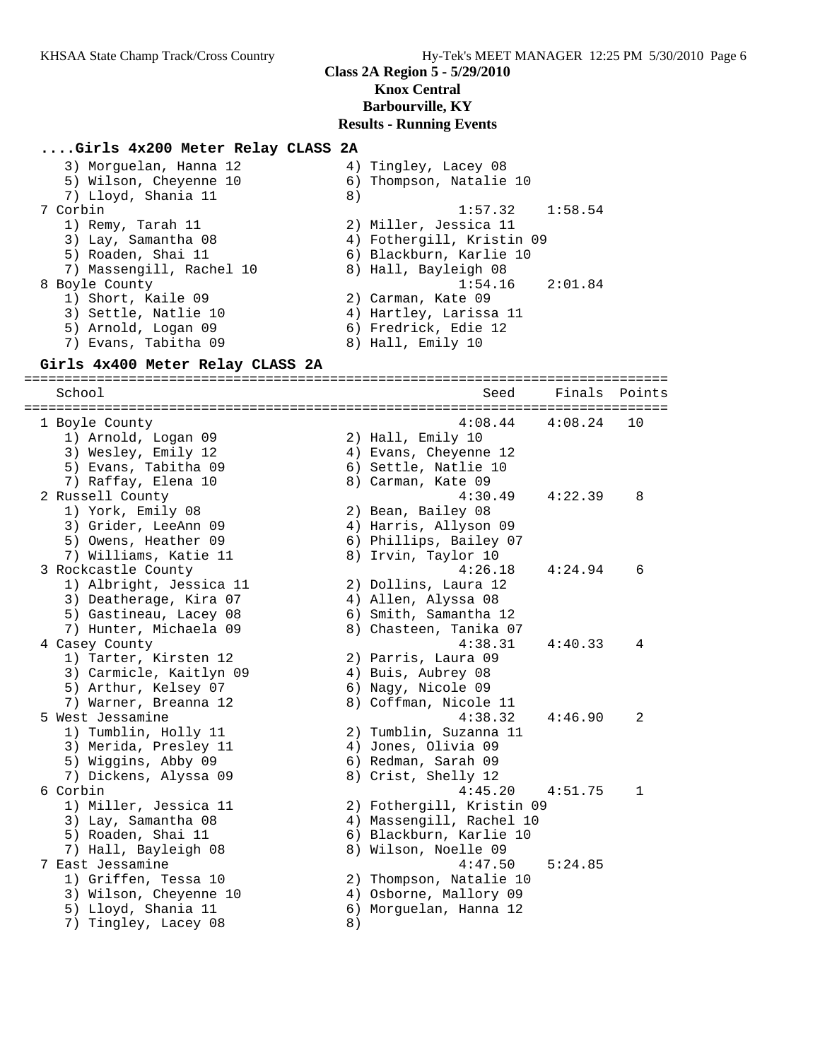## Class 2A Region 5 - 5/29/2010

**Knox Central**
**Barbourville, KY**
**Results - Running Events**

### ....Girls 4x200 Meter Relay CLASS 2A

```
   3) Morguelan, Hanna 12            4) Tingley, Lacey 08
   5) Wilson, Cheyenne 10            6) Thompson, Natalie 10
   7) Lloyd, Shania 11               8)
 7 Corbin                                        1:57.32    1:58.54
   1) Remy, Tarah 11                 2) Miller, Jessica 11
   3) Lay, Samantha 08               4) Fothergill, Kristin 09
   5) Roaden, Shai 11                6) Blackburn, Karlie 10
   7) Massengill, Rachel 10          8) Hall, Bayleigh 08
 8 Boyle County                                  1:54.16    2:01.84
   1) Short, Kaile 09                2) Carman, Kate 09
   3) Settle, Natlie 10              4) Hartley, Larissa 11
   5) Arnold, Logan 09               6) Fredrick, Edie 12
   7) Evans, Tabitha 09              8) Hall, Emily 10
```

### Girls 4x400 Meter Relay CLASS 2A

```
================================================================================
   School                                           Seed     Finals  Points
================================================================================
 1 Boyle County                                  4:08.44    4:08.24   10
   1) Arnold, Logan 09               2) Hall, Emily 10
   3) Wesley, Emily 12               4) Evans, Cheyenne 12
   5) Evans, Tabitha 09              6) Settle, Natlie 10
   7) Raffay, Elena 10               8) Carman, Kate 09
 2 Russell County                                4:30.49    4:22.39    8
   1) York, Emily 08                 2) Bean, Bailey 08
   3) Grider, LeeAnn 09              4) Harris, Allyson 09
   5) Owens, Heather 09              6) Phillips, Bailey 07
   7) Williams, Katie 11             8) Irvin, Taylor 10
 3 Rockcastle County                             4:26.18    4:24.94    6
   1) Albright, Jessica 11           2) Dollins, Laura 12
   3) Deatherage, Kira 07            4) Allen, Alyssa 08
   5) Gastineau, Lacey 08            6) Smith, Samantha 12
   7) Hunter, Michaela 09            8) Chasteen, Tanika 07
 4 Casey County                                  4:38.31    4:40.33    4
   1) Tarter, Kirsten 12             2) Parris, Laura 09
   3) Carmicle, Kaitlyn 09           4) Buis, Aubrey 08
   5) Arthur, Kelsey 07              6) Nagy, Nicole 09
   7) Warner, Breanna 12             8) Coffman, Nicole 11
 5 West Jessamine                                4:38.32    4:46.90    2
   1) Tumblin, Holly 11              2) Tumblin, Suzanna 11
   3) Merida, Presley 11             4) Jones, Olivia 09
   5) Wiggins, Abby 09               6) Redman, Sarah 09
   7) Dickens, Alyssa 09             8) Crist, Shelly 12
 6 Corbin                                        4:45.20    4:51.75    1
   1) Miller, Jessica 11             2) Fothergill, Kristin 09
   3) Lay, Samantha 08               4) Massengill, Rachel 10
   5) Roaden, Shai 11                6) Blackburn, Karlie 10
   7) Hall, Bayleigh 08              8) Wilson, Noelle 09
 7 East Jessamine                                4:47.50    5:24.85
   1) Griffen, Tessa 10              2) Thompson, Natalie 10
   3) Wilson, Cheyenne 10            4) Osborne, Mallory 09
   5) Lloyd, Shania 11               6) Morguelan, Hanna 12
   7) Tingley, Lacey 08              8)
```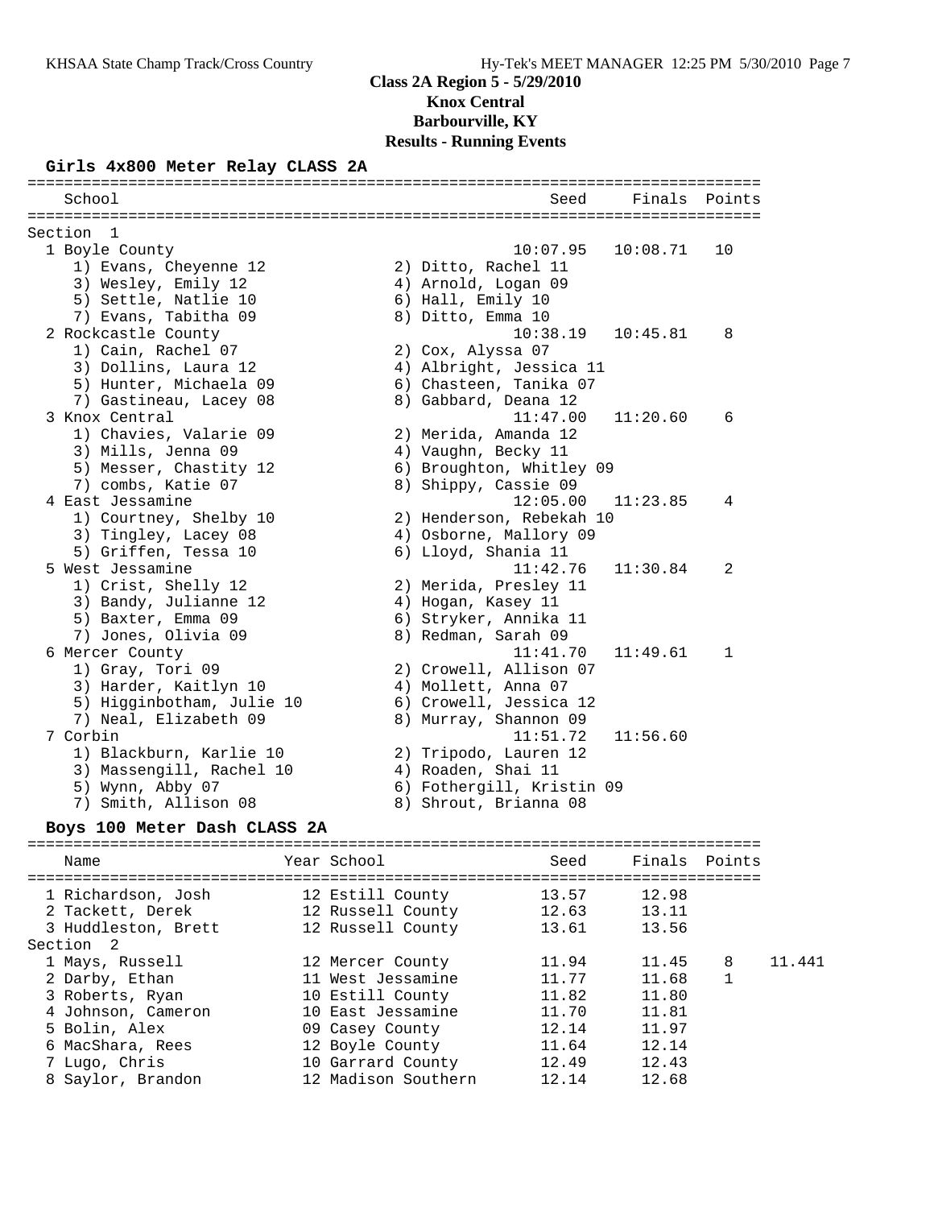**Class 2A Region 5 - 5/29/2010**
**Knox Central**
**Barbourville, KY**
**Results - Running Events**

## Girls 4x800 Meter Relay CLASS 2A

| School | Seed | Finals | Points |
|---|---|---|---|
| **Section 1** | | | |
| 1 Boyle County | 10:07.95 | 10:08.71 | 10 |
| 1) Evans, Cheyenne 12; 2) Ditto, Rachel 11; 3) Wesley, Emily 12; 4) Arnold, Logan 09; 5) Settle, Natlie 10; 6) Hall, Emily 10; 7) Evans, Tabitha 09; 8) Ditto, Emma 10 | | | |
| 2 Rockcastle County | 10:38.19 | 10:45.81 | 8 |
| 1) Cain, Rachel 07; 2) Cox, Alyssa 07; 3) Dollins, Laura 12; 4) Albright, Jessica 11; 5) Hunter, Michaela 09; 6) Chasteen, Tanika 07; 7) Gastineau, Lacey 08; 8) Gabbard, Deana 12 | | | |
| 3 Knox Central | 11:47.00 | 11:20.60 | 6 |
| 1) Chavies, Valarie 09; 2) Merida, Amanda 12; 3) Mills, Jenna 09; 4) Vaughn, Becky 11; 5) Messer, Chastity 12; 6) Broughton, Whitley 09; 7) combs, Katie 07; 8) Shippy, Cassie 09 | | | |
| 4 East Jessamine | 12:05.00 | 11:23.85 | 4 |
| 1) Courtney, Shelby 10; 2) Henderson, Rebekah 10; 3) Tingley, Lacey 08; 4) Osborne, Mallory 09; 5) Griffen, Tessa 10; 6) Lloyd, Shania 11 | | | |
| 5 West Jessamine | 11:42.76 | 11:30.84 | 2 |
| 1) Crist, Shelly 12; 2) Merida, Presley 11; 3) Bandy, Julianne 12; 4) Hogan, Kasey 11; 5) Baxter, Emma 09; 6) Stryker, Annika 11; 7) Jones, Olivia 09; 8) Redman, Sarah 09 | | | |
| 6 Mercer County | 11:41.70 | 11:49.61 | 1 |
| 1) Gray, Tori 09; 2) Crowell, Allison 07; 3) Harder, Kaitlyn 10; 4) Mollett, Anna 07; 5) Higginbotham, Julie 10; 6) Crowell, Jessica 12; 7) Neal, Elizabeth 09; 8) Murray, Shannon 09 | | | |
| 7 Corbin | 11:51.72 | 11:56.60 | |
| 1) Blackburn, Karlie 10; 2) Tripodo, Lauren 12; 3) Massengill, Rachel 10; 4) Roaden, Shai 11; 5) Wynn, Abby 07; 6) Fothergill, Kristin 09; 7) Smith, Allison 08; 8) Shrout, Brianna 08 | | | |

## Boys 100 Meter Dash CLASS 2A

| Name | Year | School | Seed | Finals | Points | |
|---|---|---|---|---|---|---|
| 1 Richardson, Josh | 12 | Estill County | 13.57 | 12.98 | | |
| 2 Tackett, Derek | 12 | Russell County | 12.63 | 13.11 | | |
| 3 Huddleston, Brett | 12 | Russell County | 13.61 | 13.56 | | |
| **Section 2** | | | | | | |
| 1 Mays, Russell | 12 | Mercer County | 11.94 | 11.45 | 8 | 11.441 |
| 2 Darby, Ethan | 11 | West Jessamine | 11.77 | 11.68 | 1 | |
| 3 Roberts, Ryan | 10 | Estill County | 11.82 | 11.80 | | |
| 4 Johnson, Cameron | 10 | East Jessamine | 11.70 | 11.81 | | |
| 5 Bolin, Alex | 09 | Casey County | 12.14 | 11.97 | | |
| 6 MacShara, Rees | 12 | Boyle County | 11.64 | 12.14 | | |
| 7 Lugo, Chris | 10 | Garrard County | 12.49 | 12.43 | | |
| 8 Saylor, Brandon | 12 | Madison Southern | 12.14 | 12.68 | | |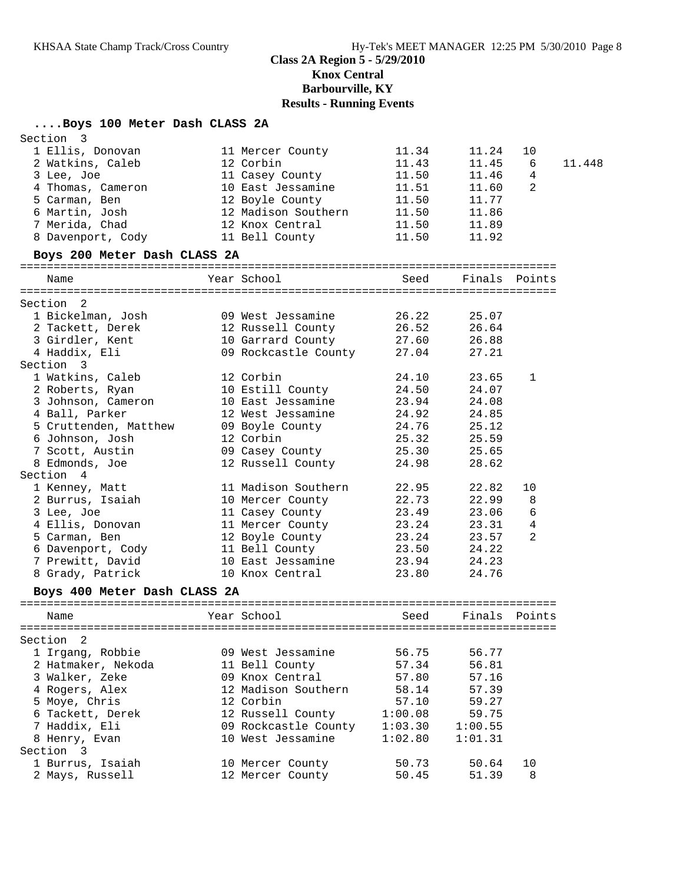**Class 2A Region 5 - 5/29/2010**
**Knox Central**
**Barbourville, KY**
**Results - Running Events**

## ....Boys 100 Meter Dash CLASS 2A

Section 3

| Place | Name | Year | School | Seed | Finals | Points | |
|---|---|---|---|---|---|---|---|
| 1 | Ellis, Donovan | 11 | Mercer County | 11.34 | 11.24 | 10 | |
| 2 | Watkins, Caleb | 12 | Corbin | 11.43 | 11.45 | 6 | 11.448 |
| 3 | Lee, Joe | 11 | Casey County | 11.50 | 11.46 | 4 | |
| 4 | Thomas, Cameron | 10 | East Jessamine | 11.51 | 11.60 | 2 | |
| 5 | Carman, Ben | 12 | Boyle County | 11.50 | 11.77 | | |
| 6 | Martin, Josh | 12 | Madison Southern | 11.50 | 11.86 | | |
| 7 | Merida, Chad | 12 | Knox Central | 11.50 | 11.89 | | |
| 8 | Davenport, Cody | 11 | Bell County | 11.50 | 11.92 | | |

## Boys 200 Meter Dash CLASS 2A

| Place | Name | Year | School | Seed | Finals | Points |
|---|---|---|---|---|---|---|
| **Section 2** | | | | | | |
| 1 | Bickelman, Josh | 09 | West Jessamine | 26.22 | 25.07 | |
| 2 | Tackett, Derek | 12 | Russell County | 26.52 | 26.64 | |
| 3 | Girdler, Kent | 10 | Garrard County | 27.60 | 26.88 | |
| 4 | Haddix, Eli | 09 | Rockcastle County | 27.04 | 27.21 | |
| **Section 3** | | | | | | |
| 1 | Watkins, Caleb | 12 | Corbin | 24.10 | 23.65 | 1 |
| 2 | Roberts, Ryan | 10 | Estill County | 24.50 | 24.07 | |
| 3 | Johnson, Cameron | 10 | East Jessamine | 23.94 | 24.08 | |
| 4 | Ball, Parker | 12 | West Jessamine | 24.92 | 24.85 | |
| 5 | Cruttenden, Matthew | 09 | Boyle County | 24.76 | 25.12 | |
| 6 | Johnson, Josh | 12 | Corbin | 25.32 | 25.59 | |
| 7 | Scott, Austin | 09 | Casey County | 25.30 | 25.65 | |
| 8 | Edmonds, Joe | 12 | Russell County | 24.98 | 28.62 | |
| **Section 4** | | | | | | |
| 1 | Kenney, Matt | 11 | Madison Southern | 22.95 | 22.82 | 10 |
| 2 | Burrus, Isaiah | 10 | Mercer County | 22.73 | 22.99 | 8 |
| 3 | Lee, Joe | 11 | Casey County | 23.49 | 23.06 | 6 |
| 4 | Ellis, Donovan | 11 | Mercer County | 23.24 | 23.31 | 4 |
| 5 | Carman, Ben | 12 | Boyle County | 23.24 | 23.57 | 2 |
| 6 | Davenport, Cody | 11 | Bell County | 23.50 | 24.22 | |
| 7 | Prewitt, David | 10 | East Jessamine | 23.94 | 24.23 | |
| 8 | Grady, Patrick | 10 | Knox Central | 23.80 | 24.76 | |

## Boys 400 Meter Dash CLASS 2A

| Place | Name | Year | School | Seed | Finals | Points |
|---|---|---|---|---|---|---|
| **Section 2** | | | | | | |
| 1 | Irgang, Robbie | 09 | West Jessamine | 56.75 | 56.77 | |
| 2 | Hatmaker, Nekoda | 11 | Bell County | 57.34 | 56.81 | |
| 3 | Walker, Zeke | 09 | Knox Central | 57.80 | 57.16 | |
| 4 | Rogers, Alex | 12 | Madison Southern | 58.14 | 57.39 | |
| 5 | Moye, Chris | 12 | Corbin | 57.10 | 59.27 | |
| 6 | Tackett, Derek | 12 | Russell County | 1:00.08 | 59.75 | |
| 7 | Haddix, Eli | 09 | Rockcastle County | 1:03.30 | 1:00.55 | |
| 8 | Henry, Evan | 10 | West Jessamine | 1:02.80 | 1:01.31 | |
| **Section 3** | | | | | | |
| 1 | Burrus, Isaiah | 10 | Mercer County | 50.73 | 50.64 | 10 |
| 2 | Mays, Russell | 12 | Mercer County | 50.45 | 51.39 | 8 |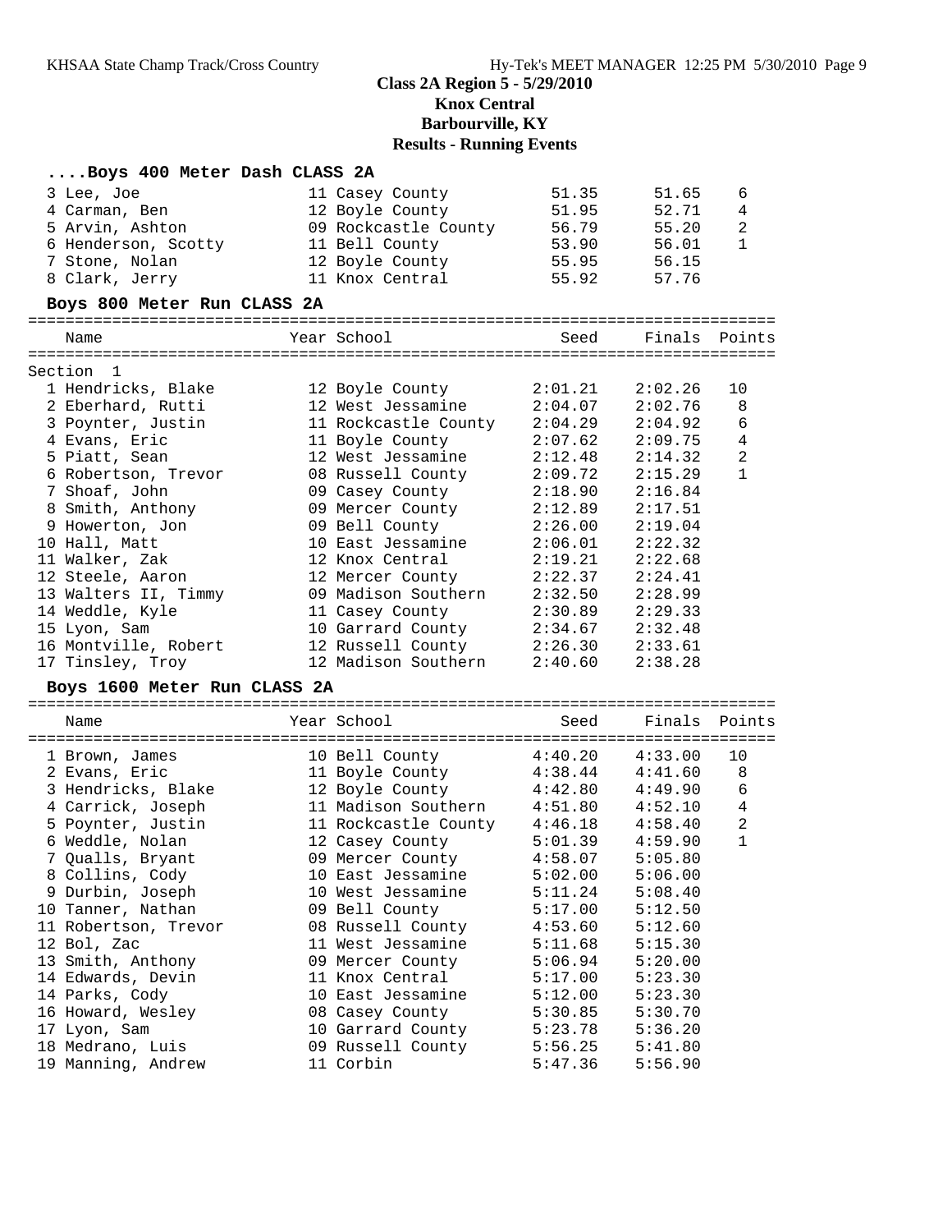## Class 2A Region 5 - 5/29/2010

## Knox Central

## Barbourville, KY

## Results - Running Events

### ....Boys 400 Meter Dash CLASS 2A

| Name | Year | School | Seed | Finals | Points |
|---|---|---|---|---|---|
| 3 Lee, Joe | 11 | Casey County | 51.35 | 51.65 | 6 |
| 4 Carman, Ben | 12 | Boyle County | 51.95 | 52.71 | 4 |
| 5 Arvin, Ashton | 09 | Rockcastle County | 56.79 | 55.20 | 2 |
| 6 Henderson, Scotty | 11 | Bell County | 53.90 | 56.01 | 1 |
| 7 Stone, Nolan | 12 | Boyle County | 55.95 | 56.15 | |
| 8 Clark, Jerry | 11 | Knox Central | 55.92 | 57.76 | |

### Boys 800 Meter Run CLASS 2A

Section 1

| Name | Year | School | Seed | Finals | Points |
|---|---|---|---|---|---|
| 1 Hendricks, Blake | 12 | Boyle County | 2:01.21 | 2:02.26 | 10 |
| 2 Eberhard, Rutti | 12 | West Jessamine | 2:04.07 | 2:02.76 | 8 |
| 3 Poynter, Justin | 11 | Rockcastle County | 2:04.29 | 2:04.92 | 6 |
| 4 Evans, Eric | 11 | Boyle County | 2:07.62 | 2:09.75 | 4 |
| 5 Piatt, Sean | 12 | West Jessamine | 2:12.48 | 2:14.32 | 2 |
| 6 Robertson, Trevor | 08 | Russell County | 2:09.72 | 2:15.29 | 1 |
| 7 Shoaf, John | 09 | Casey County | 2:18.90 | 2:16.84 | |
| 8 Smith, Anthony | 09 | Mercer County | 2:12.89 | 2:17.51 | |
| 9 Howerton, Jon | 09 | Bell County | 2:26.00 | 2:19.04 | |
| 10 Hall, Matt | 10 | East Jessamine | 2:06.01 | 2:22.32 | |
| 11 Walker, Zak | 12 | Knox Central | 2:19.21 | 2:22.68 | |
| 12 Steele, Aaron | 12 | Mercer County | 2:22.37 | 2:24.41 | |
| 13 Walters II, Timmy | 09 | Madison Southern | 2:32.50 | 2:28.99 | |
| 14 Weddle, Kyle | 11 | Casey County | 2:30.89 | 2:29.33 | |
| 15 Lyon, Sam | 10 | Garrard County | 2:34.67 | 2:32.48 | |
| 16 Montville, Robert | 12 | Russell County | 2:26.30 | 2:33.61 | |
| 17 Tinsley, Troy | 12 | Madison Southern | 2:40.60 | 2:38.28 | |

### Boys 1600 Meter Run CLASS 2A

| Name | Year | School | Seed | Finals | Points |
|---|---|---|---|---|---|
| 1 Brown, James | 10 | Bell County | 4:40.20 | 4:33.00 | 10 |
| 2 Evans, Eric | 11 | Boyle County | 4:38.44 | 4:41.60 | 8 |
| 3 Hendricks, Blake | 12 | Boyle County | 4:42.80 | 4:49.90 | 6 |
| 4 Carrick, Joseph | 11 | Madison Southern | 4:51.80 | 4:52.10 | 4 |
| 5 Poynter, Justin | 11 | Rockcastle County | 4:46.18 | 4:58.40 | 2 |
| 6 Weddle, Nolan | 12 | Casey County | 5:01.39 | 4:59.90 | 1 |
| 7 Qualls, Bryant | 09 | Mercer County | 4:58.07 | 5:05.80 | |
| 8 Collins, Cody | 10 | East Jessamine | 5:02.00 | 5:06.00 | |
| 9 Durbin, Joseph | 10 | West Jessamine | 5:11.24 | 5:08.40 | |
| 10 Tanner, Nathan | 09 | Bell County | 5:17.00 | 5:12.50 | |
| 11 Robertson, Trevor | 08 | Russell County | 4:53.60 | 5:12.60 | |
| 12 Bol, Zac | 11 | West Jessamine | 5:11.68 | 5:15.30 | |
| 13 Smith, Anthony | 09 | Mercer County | 5:06.94 | 5:20.00 | |
| 14 Edwards, Devin | 11 | Knox Central | 5:17.00 | 5:23.30 | |
| 14 Parks, Cody | 10 | East Jessamine | 5:12.00 | 5:23.30 | |
| 16 Howard, Wesley | 08 | Casey County | 5:30.85 | 5:30.70 | |
| 17 Lyon, Sam | 10 | Garrard County | 5:23.78 | 5:36.20 | |
| 18 Medrano, Luis | 09 | Russell County | 5:56.25 | 5:41.80 | |
| 19 Manning, Andrew | 11 | Corbin | 5:47.36 | 5:56.90 | |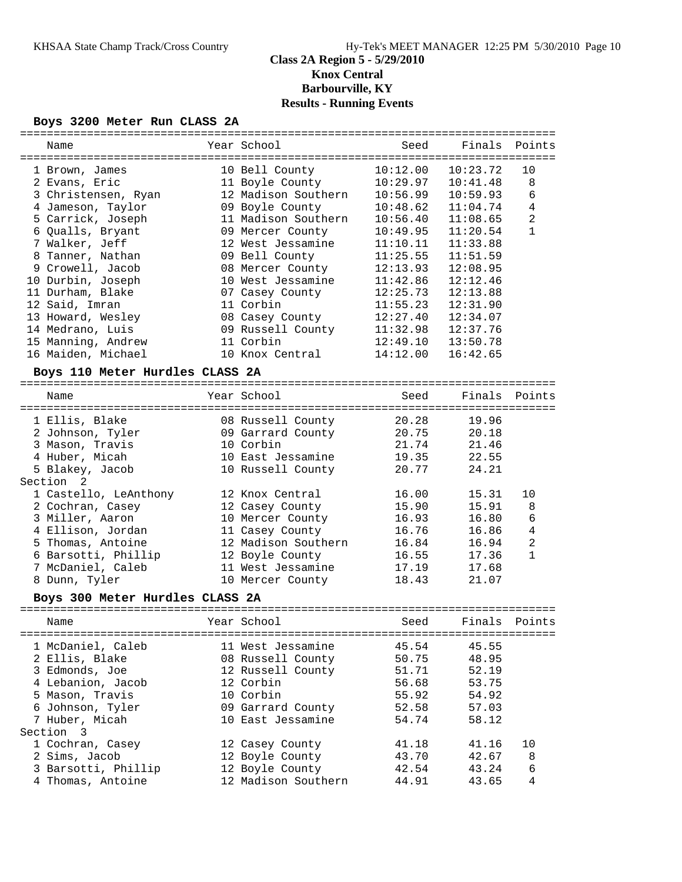## Class 2A Region 5 - 5/29/2010
## Knox Central
## Barbourville, KY
## Results - Running Events

### Boys 3200 Meter Run CLASS 2A

| Name | Year | School | Seed | Finals | Points |
|---|---|---|---|---|---|
| 1 Brown, James | 10 | Bell County | 10:12.00 | 10:23.72 | 10 |
| 2 Evans, Eric | 11 | Boyle County | 10:29.97 | 10:41.48 | 8 |
| 3 Christensen, Ryan | 12 | Madison Southern | 10:56.99 | 10:59.93 | 6 |
| 4 Jameson, Taylor | 09 | Boyle County | 10:48.62 | 11:04.74 | 4 |
| 5 Carrick, Joseph | 11 | Madison Southern | 10:56.40 | 11:08.65 | 2 |
| 6 Qualls, Bryant | 09 | Mercer County | 10:49.95 | 11:20.54 | 1 |
| 7 Walker, Jeff | 12 | West Jessamine | 11:10.11 | 11:33.88 | |
| 8 Tanner, Nathan | 09 | Bell County | 11:25.55 | 11:51.59 | |
| 9 Crowell, Jacob | 08 | Mercer County | 12:13.93 | 12:08.95 | |
| 10 Durbin, Joseph | 10 | West Jessamine | 11:42.86 | 12:12.46 | |
| 11 Durham, Blake | 07 | Casey County | 12:25.73 | 12:13.88 | |
| 12 Said, Imran | 11 | Corbin | 11:55.23 | 12:31.90 | |
| 13 Howard, Wesley | 08 | Casey County | 12:27.40 | 12:34.07 | |
| 14 Medrano, Luis | 09 | Russell County | 11:32.98 | 12:37.76 | |
| 15 Manning, Andrew | 11 | Corbin | 12:49.10 | 13:50.78 | |
| 16 Maiden, Michael | 10 | Knox Central | 14:12.00 | 16:42.65 | |

### Boys 110 Meter Hurdles CLASS 2A

| Name | Year | School | Seed | Finals | Points |
|---|---|---|---|---|---|
| 1 Ellis, Blake | 08 | Russell County | 20.28 | 19.96 | |
| 2 Johnson, Tyler | 09 | Garrard County | 20.75 | 20.18 | |
| 3 Mason, Travis | 10 | Corbin | 21.74 | 21.46 | |
| 4 Huber, Micah | 10 | East Jessamine | 19.35 | 22.55 | |
| 5 Blakey, Jacob | 10 | Russell County | 20.77 | 24.21 | |
| **Section 2** | | | | | |
| 1 Castello, LeAnthony | 12 | Knox Central | 16.00 | 15.31 | 10 |
| 2 Cochran, Casey | 12 | Casey County | 15.90 | 15.91 | 8 |
| 3 Miller, Aaron | 10 | Mercer County | 16.93 | 16.80 | 6 |
| 4 Ellison, Jordan | 11 | Casey County | 16.76 | 16.86 | 4 |
| 5 Thomas, Antoine | 12 | Madison Southern | 16.84 | 16.94 | 2 |
| 6 Barsotti, Phillip | 12 | Boyle County | 16.55 | 17.36 | 1 |
| 7 McDaniel, Caleb | 11 | West Jessamine | 17.19 | 17.68 | |
| 8 Dunn, Tyler | 10 | Mercer County | 18.43 | 21.07 | |

### Boys 300 Meter Hurdles CLASS 2A

| Name | Year | School | Seed | Finals | Points |
|---|---|---|---|---|---|
| 1 McDaniel, Caleb | 11 | West Jessamine | 45.54 | 45.55 | |
| 2 Ellis, Blake | 08 | Russell County | 50.75 | 48.95 | |
| 3 Edmonds, Joe | 12 | Russell County | 51.71 | 52.19 | |
| 4 Lebanion, Jacob | 12 | Corbin | 56.68 | 53.75 | |
| 5 Mason, Travis | 10 | Corbin | 55.92 | 54.92 | |
| 6 Johnson, Tyler | 09 | Garrard County | 52.58 | 57.03 | |
| 7 Huber, Micah | 10 | East Jessamine | 54.74 | 58.12 | |
| **Section 3** | | | | | |
| 1 Cochran, Casey | 12 | Casey County | 41.18 | 41.16 | 10 |
| 2 Sims, Jacob | 12 | Boyle County | 43.70 | 42.67 | 8 |
| 3 Barsotti, Phillip | 12 | Boyle County | 42.54 | 43.24 | 6 |
| 4 Thomas, Antoine | 12 | Madison Southern | 44.91 | 43.65 | 4 |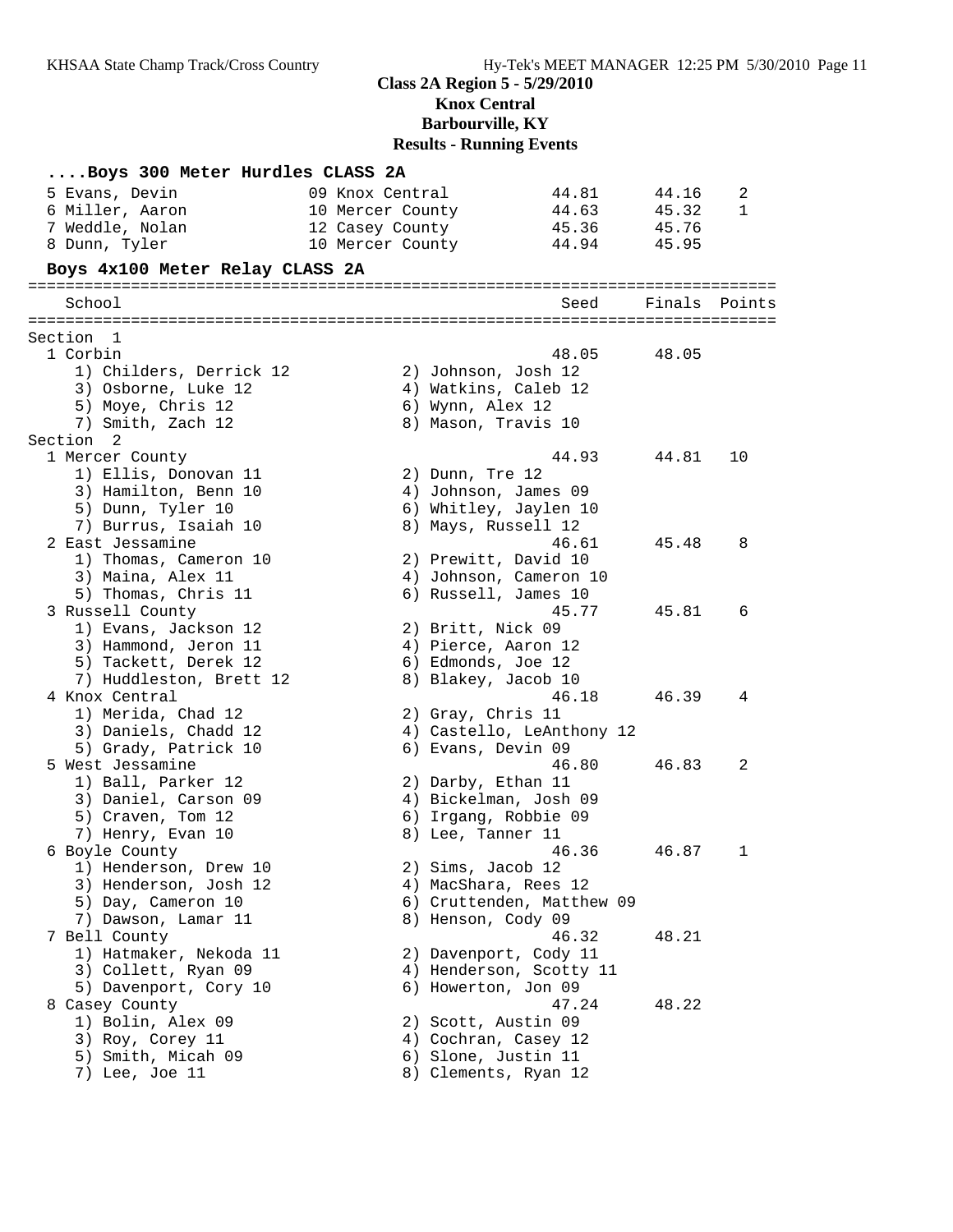**Class 2A Region 5 - 5/29/2010**
**Knox Central**
**Barbourville, KY**
**Results - Running Events**

### ....Boys 300 Meter Hurdles CLASS 2A

| Place | Name | Year | School | Seed | Finals | Points |
|---|---|---|---|---|---|---|
| 5 | Evans, Devin | 09 | Knox Central | 44.81 | 44.16 | 2 |
| 6 | Miller, Aaron | 10 | Mercer County | 44.63 | 45.32 | 1 |
| 7 | Weddle, Nolan | 12 | Casey County | 45.36 | 45.76 | |
| 8 | Dunn, Tyler | 10 | Mercer County | 44.94 | 45.95 | |

### Boys 4x100 Meter Relay CLASS 2A

| Place | School | Seed | Finals | Points |
|---|---|---|---|---|
| **Section 1** | | | | |
| 1 | Corbin | 48.05 | 48.05 | |
| | 1) Childers, Derrick 12; 2) Johnson, Josh 12; 3) Osborne, Luke 12; 4) Watkins, Caleb 12; 5) Moye, Chris 12; 6) Wynn, Alex 12; 7) Smith, Zach 12; 8) Mason, Travis 10 | | | |
| **Section 2** | | | | |
| 1 | Mercer County | 44.93 | 44.81 | 10 |
| | 1) Ellis, Donovan 11; 2) Dunn, Tre 12; 3) Hamilton, Benn 10; 4) Johnson, James 09; 5) Dunn, Tyler 10; 6) Whitley, Jaylen 10; 7) Burrus, Isaiah 10; 8) Mays, Russell 12 | | | |
| 2 | East Jessamine | 46.61 | 45.48 | 8 |
| | 1) Thomas, Cameron 10; 2) Prewitt, David 10; 3) Maina, Alex 11; 4) Johnson, Cameron 10; 5) Thomas, Chris 11; 6) Russell, James 10 | | | |
| 3 | Russell County | 45.77 | 45.81 | 6 |
| | 1) Evans, Jackson 12; 2) Britt, Nick 09; 3) Hammond, Jeron 11; 4) Pierce, Aaron 12; 5) Tackett, Derek 12; 6) Edmonds, Joe 12; 7) Huddleston, Brett 12; 8) Blakey, Jacob 10 | | | |
| 4 | Knox Central | 46.18 | 46.39 | 4 |
| | 1) Merida, Chad 12; 2) Gray, Chris 11; 3) Daniels, Chadd 12; 4) Castello, LeAnthony 12; 5) Grady, Patrick 10; 6) Evans, Devin 09 | | | |
| 5 | West Jessamine | 46.80 | 46.83 | 2 |
| | 1) Ball, Parker 12; 2) Darby, Ethan 11; 3) Daniel, Carson 09; 4) Bickelman, Josh 09; 5) Craven, Tom 12; 6) Irgang, Robbie 09; 7) Henry, Evan 10; 8) Lee, Tanner 11 | | | |
| 6 | Boyle County | 46.36 | 46.87 | 1 |
| | 1) Henderson, Drew 10; 2) Sims, Jacob 12; 3) Henderson, Josh 12; 4) MacShara, Rees 12; 5) Day, Cameron 10; 6) Cruttenden, Matthew 09; 7) Dawson, Lamar 11; 8) Henson, Cody 09 | | | |
| 7 | Bell County | 46.32 | 48.21 | |
| | 1) Hatmaker, Nekoda 11; 2) Davenport, Cody 11; 3) Collett, Ryan 09; 4) Henderson, Scotty 11; 5) Davenport, Cory 10; 6) Howerton, Jon 09 | | | |
| 8 | Casey County | 47.24 | 48.22 | |
| | 1) Bolin, Alex 09; 2) Scott, Austin 09; 3) Roy, Corey 11; 4) Cochran, Casey 12; 5) Smith, Micah 09; 6) Slone, Justin 11; 7) Lee, Joe 11; 8) Clements, Ryan 12 | | | |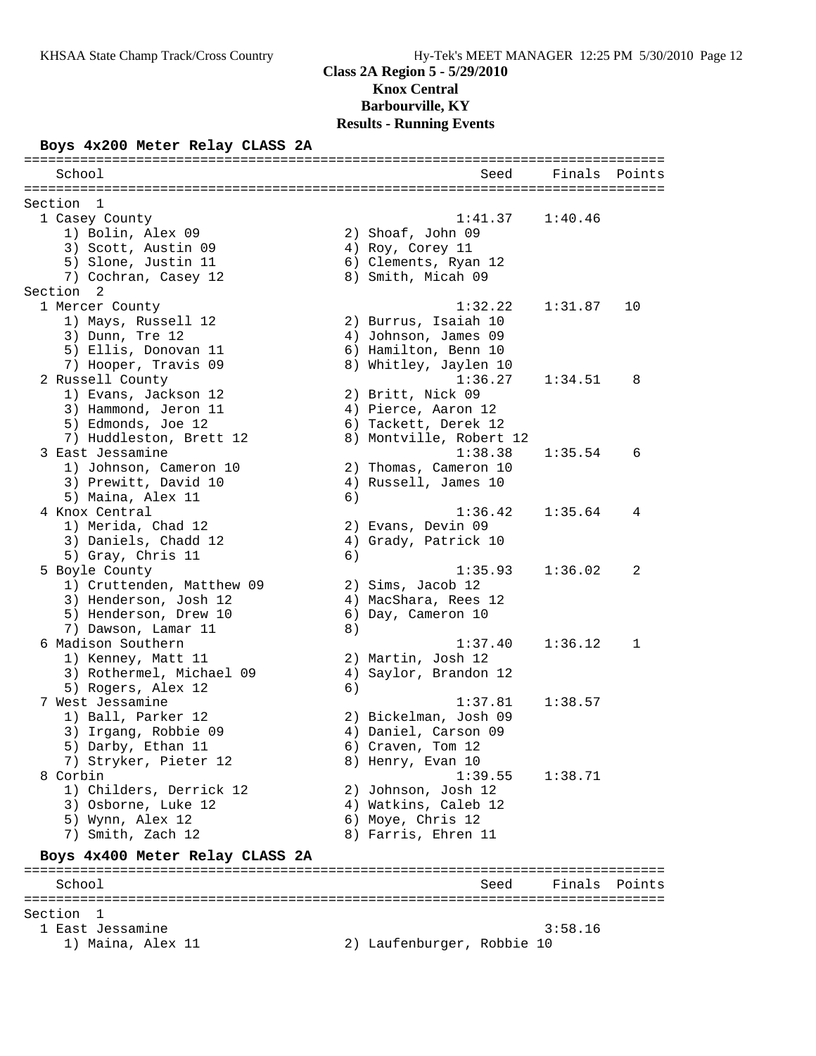## Class 2A Region 5 - 5/29/2010
## Knox Central
## Barbourville, KY
## Results - Running Events

### Boys 4x200 Meter Relay CLASS 2A

```
================================================================================
    School                                               Seed    Finals  Points
================================================================================
Section  1
  1 Casey County                                      1:41.37    1:40.46
     1) Bolin, Alex 09                  2) Shoaf, John 09
     3) Scott, Austin 09                4) Roy, Corey 11
     5) Slone, Justin 11                6) Clements, Ryan 12
     7) Cochran, Casey 12               8) Smith, Micah 09
Section  2
  1 Mercer County                                     1:32.22    1:31.87   10
     1) Mays, Russell 12                2) Burrus, Isaiah 10
     3) Dunn, Tre 12                    4) Johnson, James 09
     5) Ellis, Donovan 11               6) Hamilton, Benn 10
     7) Hooper, Travis 09               8) Whitley, Jaylen 10
  2 Russell County                                    1:36.27    1:34.51    8
     1) Evans, Jackson 12               2) Britt, Nick 09
     3) Hammond, Jeron 11               4) Pierce, Aaron 12
     5) Edmonds, Joe 12                 6) Tackett, Derek 12
     7) Huddleston, Brett 12            8) Montville, Robert 12
  3 East Jessamine                                    1:38.38    1:35.54    6
     1) Johnson, Cameron 10             2) Thomas, Cameron 10
     3) Prewitt, David 10               4) Russell, James 10
     5) Maina, Alex 11                  6)
  4 Knox Central                                      1:36.42    1:35.64    4
     1) Merida, Chad 12                 2) Evans, Devin 09
     3) Daniels, Chadd 12               4) Grady, Patrick 10
     5) Gray, Chris 11                  6)
  5 Boyle County                                      1:35.93    1:36.02    2
     1) Cruttenden, Matthew 09          2) Sims, Jacob 12
     3) Henderson, Josh 12              4) MacShara, Rees 12
     5) Henderson, Drew 10              6) Day, Cameron 10
     7) Dawson, Lamar 11                8)
  6 Madison Southern                                  1:37.40    1:36.12    1
     1) Kenney, Matt 11                 2) Martin, Josh 12
     3) Rothermel, Michael 09           4) Saylor, Brandon 12
     5) Rogers, Alex 12                 6)
  7 West Jessamine                                    1:37.81    1:38.57
     1) Ball, Parker 12                 2) Bickelman, Josh 09
     3) Irgang, Robbie 09               4) Daniel, Carson 09
     5) Darby, Ethan 11                 6) Craven, Tom 12
     7) Stryker, Pieter 12              8) Henry, Evan 10
  8 Corbin                                            1:39.55    1:38.71
     1) Childers, Derrick 12            2) Johnson, Josh 12
     3) Osborne, Luke 12                4) Watkins, Caleb 12
     5) Wynn, Alex 12                   6) Moye, Chris 12
     7) Smith, Zach 12                  8) Farris, Ehren 11
```

### Boys 4x400 Meter Relay CLASS 2A

```
================================================================================
    School                                               Seed    Finals  Points
================================================================================
Section  1
  1 East Jessamine                                               3:58.16
     1) Maina, Alex 11                  2) Laufenburger, Robbie 10
```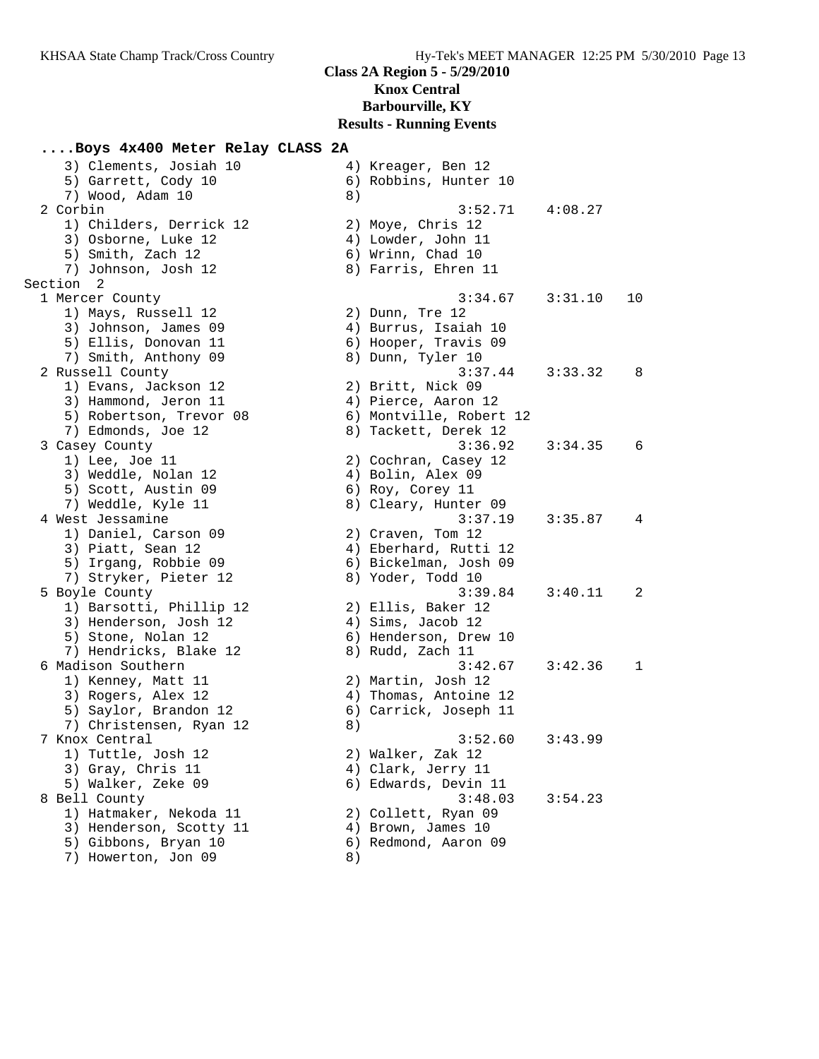**Class 2A Region 5 - 5/29/2010**
**Knox Central**
**Barbourville, KY**
**Results - Running Events**

### ....Boys 4x400 Meter Relay CLASS 2A

```
    3) Clements, Josiah 10            4) Kreager, Ben 12
    5) Garrett, Cody 10               6) Robbins, Hunter 10
    7) Wood, Adam 10                  8)
  2 Corbin                                     3:52.71    4:08.27
    1) Childers, Derrick 12           2) Moye, Chris 12
    3) Osborne, Luke 12               4) Lowder, John 11
    5) Smith, Zach 12                 6) Wrinn, Chad 10
    7) Johnson, Josh 12               8) Farris, Ehren 11
Section  2
  1 Mercer County                              3:34.67    3:31.10   10
    1) Mays, Russell 12               2) Dunn, Tre 12
    3) Johnson, James 09              4) Burrus, Isaiah 10
    5) Ellis, Donovan 11              6) Hooper, Travis 09
    7) Smith, Anthony 09              8) Dunn, Tyler 10
  2 Russell County                             3:37.44    3:33.32    8
    1) Evans, Jackson 12              2) Britt, Nick 09
    3) Hammond, Jeron 11              4) Pierce, Aaron 12
    5) Robertson, Trevor 08           6) Montville, Robert 12
    7) Edmonds, Joe 12                8) Tackett, Derek 12
  3 Casey County                               3:36.92    3:34.35    6
    1) Lee, Joe 11                    2) Cochran, Casey 12
    3) Weddle, Nolan 12               4) Bolin, Alex 09
    5) Scott, Austin 09               6) Roy, Corey 11
    7) Weddle, Kyle 11                8) Cleary, Hunter 09
  4 West Jessamine                             3:37.19    3:35.87    4
    1) Daniel, Carson 09              2) Craven, Tom 12
    3) Piatt, Sean 12                 4) Eberhard, Rutti 12
    5) Irgang, Robbie 09              6) Bickelman, Josh 09
    7) Stryker, Pieter 12             8) Yoder, Todd 10
  5 Boyle County                               3:39.84    3:40.11    2
    1) Barsotti, Phillip 12           2) Ellis, Baker 12
    3) Henderson, Josh 12             4) Sims, Jacob 12
    5) Stone, Nolan 12                6) Henderson, Drew 10
    7) Hendricks, Blake 12            8) Rudd, Zach 11
  6 Madison Southern                           3:42.67    3:42.36    1
    1) Kenney, Matt 11                2) Martin, Josh 12
    3) Rogers, Alex 12                4) Thomas, Antoine 12
    5) Saylor, Brandon 12             6) Carrick, Joseph 11
    7) Christensen, Ryan 12           8)
  7 Knox Central                               3:52.60    3:43.99
    1) Tuttle, Josh 12                2) Walker, Zak 12
    3) Gray, Chris 11                 4) Clark, Jerry 11
    5) Walker, Zeke 09                6) Edwards, Devin 11
  8 Bell County                                3:48.03    3:54.23
    1) Hatmaker, Nekoda 11            2) Collett, Ryan 09
    3) Henderson, Scotty 11           4) Brown, James 10
    5) Gibbons, Bryan 10              6) Redmond, Aaron 09
    7) Howerton, Jon 09               8)
```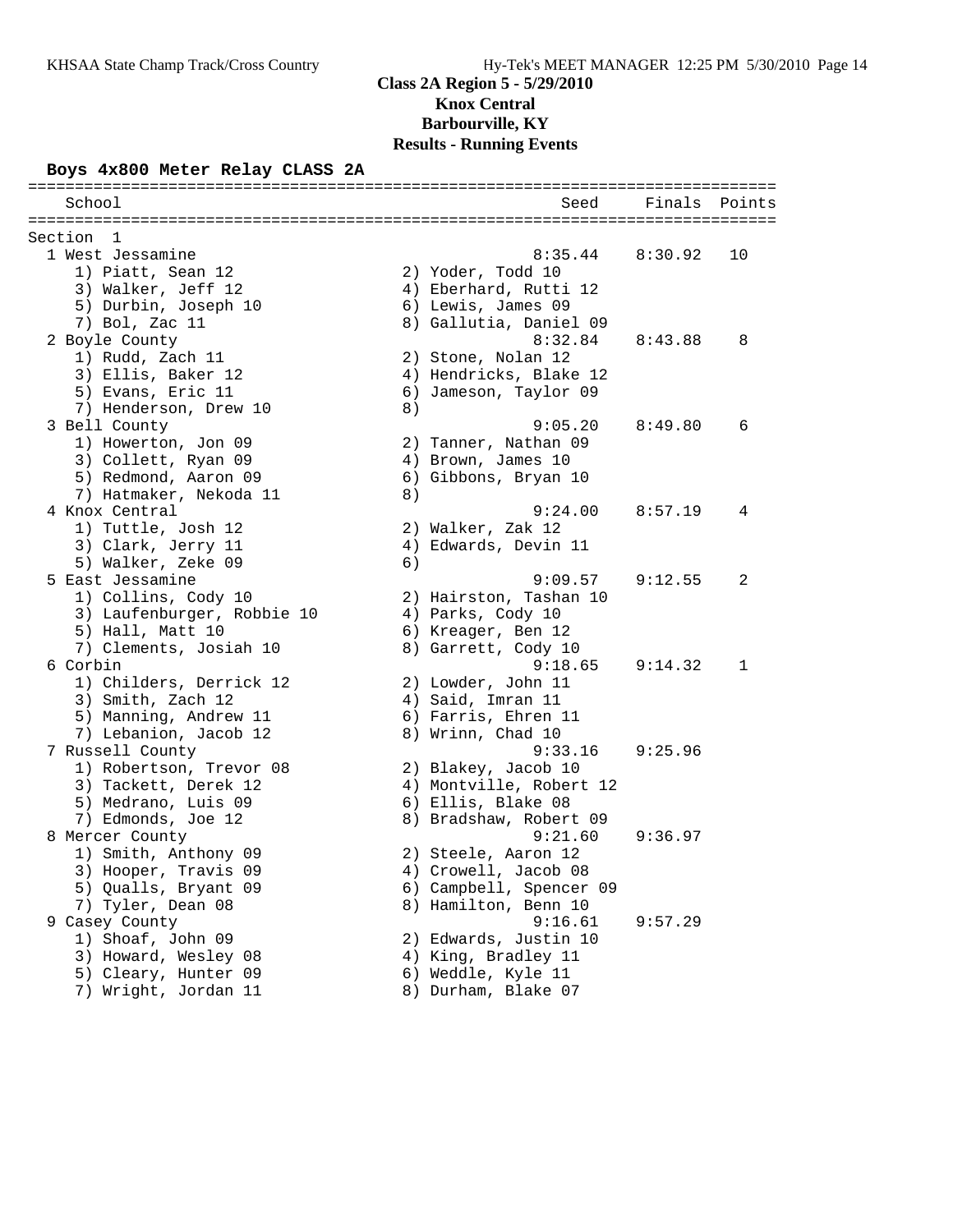**Class 2A Region 5 - 5/29/2010**
**Knox Central**
**Barbourville, KY**
**Results - Running Events**

### Boys 4x800 Meter Relay CLASS 2A

```
================================================================================
   School                                                  Seed     Finals  Points
================================================================================
Section  1
  1 West Jessamine                                      8:35.44    8:30.92   10
     1) Piatt, Sean 12                  2) Yoder, Todd 10
     3) Walker, Jeff 12                 4) Eberhard, Rutti 12
     5) Durbin, Joseph 10               6) Lewis, James 09
     7) Bol, Zac 11                     8) Gallutia, Daniel 09
  2 Boyle County                                        8:32.84    8:43.88    8
     1) Rudd, Zach 11                   2) Stone, Nolan 12
     3) Ellis, Baker 12                 4) Hendricks, Blake 12
     5) Evans, Eric 11                  6) Jameson, Taylor 09
     7) Henderson, Drew 10              8)
  3 Bell County                                         9:05.20    8:49.80    6
     1) Howerton, Jon 09                2) Tanner, Nathan 09
     3) Collett, Ryan 09                4) Brown, James 10
     5) Redmond, Aaron 09               6) Gibbons, Bryan 10
     7) Hatmaker, Nekoda 11             8)
  4 Knox Central                                        9:24.00    8:57.19    4
     1) Tuttle, Josh 12                 2) Walker, Zak 12
     3) Clark, Jerry 11                 4) Edwards, Devin 11
     5) Walker, Zeke 09                 6)
  5 East Jessamine                                      9:09.57    9:12.55    2
     1) Collins, Cody 10                2) Hairston, Tashan 10
     3) Laufenburger, Robbie 10         4) Parks, Cody 10
     5) Hall, Matt 10                   6) Kreager, Ben 12
     7) Clements, Josiah 10             8) Garrett, Cody 10
  6 Corbin                                              9:18.65    9:14.32    1
     1) Childers, Derrick 12            2) Lowder, John 11
     3) Smith, Zach 12                  4) Said, Imran 11
     5) Manning, Andrew 11              6) Farris, Ehren 11
     7) Lebanion, Jacob 12              8) Wrinn, Chad 10
  7 Russell County                                      9:33.16    9:25.96
     1) Robertson, Trevor 08            2) Blakey, Jacob 10
     3) Tackett, Derek 12               4) Montville, Robert 12
     5) Medrano, Luis 09                6) Ellis, Blake 08
     7) Edmonds, Joe 12                 8) Bradshaw, Robert 09
  8 Mercer County                                       9:21.60    9:36.97
     1) Smith, Anthony 09               2) Steele, Aaron 12
     3) Hooper, Travis 09               4) Crowell, Jacob 08
     5) Qualls, Bryant 09               6) Campbell, Spencer 09
     7) Tyler, Dean 08                  8) Hamilton, Benn 10
  9 Casey County                                        9:16.61    9:57.29
     1) Shoaf, John 09                  2) Edwards, Justin 10
     3) Howard, Wesley 08               4) King, Bradley 11
     5) Cleary, Hunter 09               6) Weddle, Kyle 11
     7) Wright, Jordan 11               8) Durham, Blake 07
```